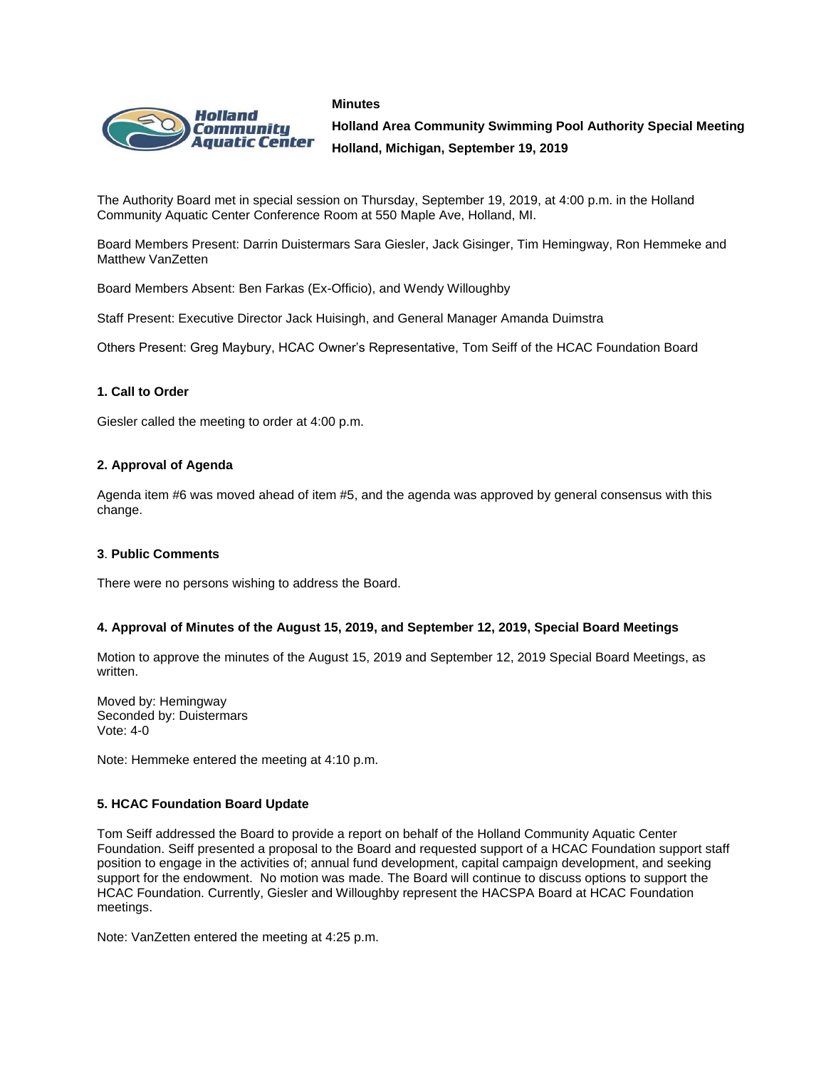**Minutes**

**Holland Area Community Swimming Pool Authority Special Meeting**

**Holland, Michigan, September 19, 2019**

The Authority Board met in special session on Thursday, September 19, 2019, at 4:00 p.m. in the Holland Community Aquatic Center Conference Room at 550 Maple Ave, Holland, MI.

Board Members Present: Darrin Duistermars Sara Giesler, Jack Gisinger, Tim Hemingway, Ron Hemmeke and Matthew VanZetten

Board Members Absent: Ben Farkas (Ex-Officio), and Wendy Willoughby

Staff Present: Executive Director Jack Huisingh, and General Manager Amanda Duimstra

Others Present: Greg Maybury, HCAC Owner's Representative, Tom Seiff of the HCAC Foundation Board

### 1. Call to Order

Giesler called the meeting to order at 4:00 p.m.

### 2. Approval of Agenda

Agenda item #6 was moved ahead of item #5, and the agenda was approved by general consensus with this change.

### 3. Public Comments

There were no persons wishing to address the Board.

### 4. Approval of Minutes of the August 15, 2019, and September 12, 2019, Special Board Meetings

Motion to approve the minutes of the August 15, 2019 and September 12, 2019 Special Board Meetings, as written.

Moved by: Hemingway
Seconded by: Duistermars
Vote: 4-0

Note: Hemmeke entered the meeting at 4:10 p.m.

### 5. HCAC Foundation Board Update

Tom Seiff addressed the Board to provide a report on behalf of the Holland Community Aquatic Center Foundation. Seiff presented a proposal to the Board and requested support of a HCAC Foundation support staff position to engage in the activities of; annual fund development, capital campaign development, and seeking support for the endowment. No motion was made. The Board will continue to discuss options to support the HCAC Foundation. Currently, Giesler and Willoughby represent the HACSPA Board at HCAC Foundation meetings.

Note: VanZetten entered the meeting at 4:25 p.m.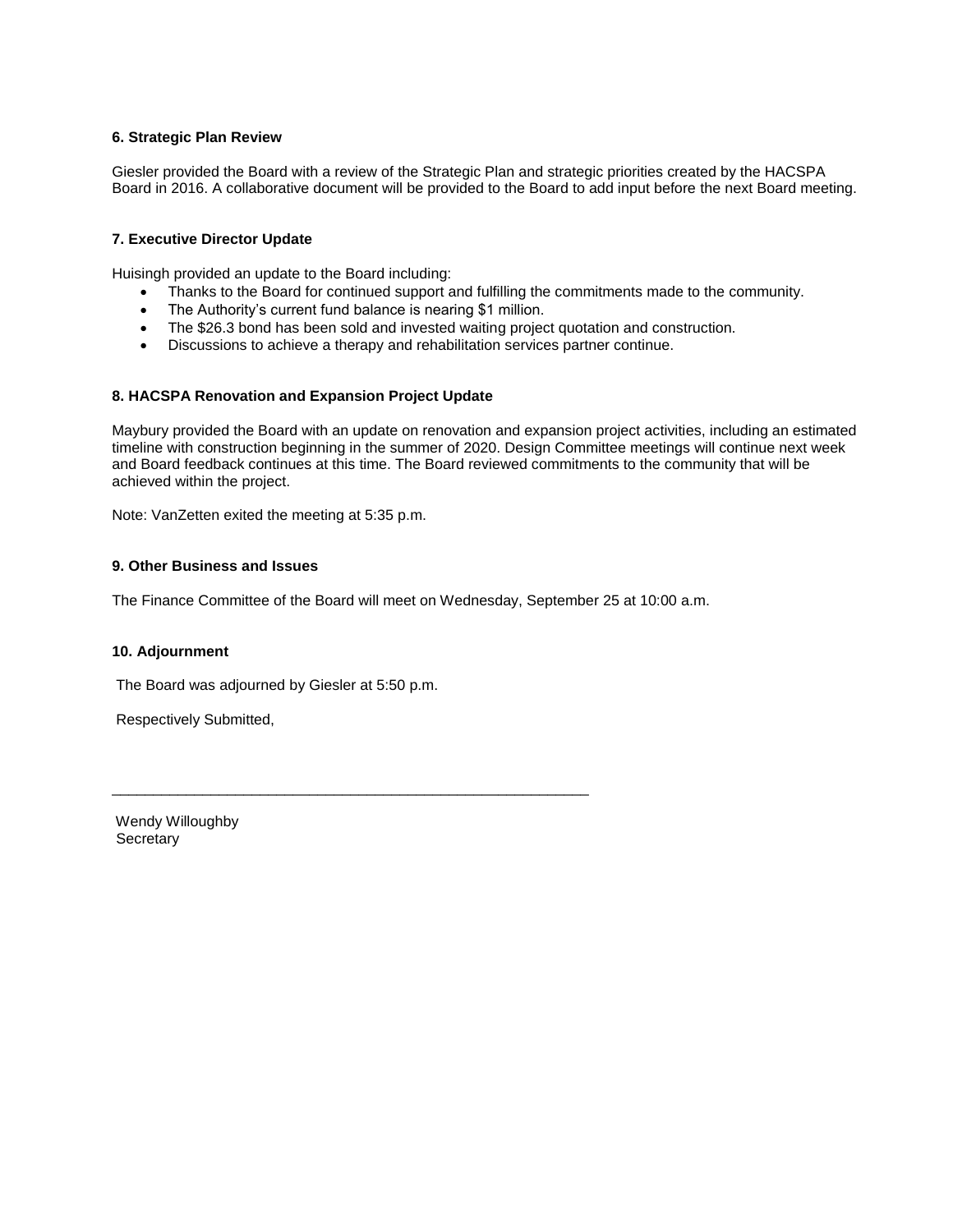### 6. Strategic Plan Review

Giesler provided the Board with a review of the Strategic Plan and strategic priorities created by the HACSPA Board in 2016. A collaborative document will be provided to the Board to add input before the next Board meeting.

### 7. Executive Director Update

Huisingh provided an update to the Board including:

- Thanks to the Board for continued support and fulfilling the commitments made to the community.
- The Authority's current fund balance is nearing $1 million.
- The $26.3 bond has been sold and invested waiting project quotation and construction.
- Discussions to achieve a therapy and rehabilitation services partner continue.

### 8. HACSPA Renovation and Expansion Project Update

Maybury provided the Board with an update on renovation and expansion project activities, including an estimated timeline with construction beginning in the summer of 2020. Design Committee meetings will continue next week and Board feedback continues at this time. The Board reviewed commitments to the community that will be achieved within the project.

Note: VanZetten exited the meeting at 5:35 p.m.

### 9. Other Business and Issues

The Finance Committee of the Board will meet on Wednesday, September 25 at 10:00 a.m.

### 10. Adjournment

The Board was adjourned by Giesler at 5:50 p.m.

Respectively Submitted,

\_\_\_\_\_\_\_\_\_\_\_\_\_\_\_\_\_\_\_\_\_\_\_\_\_\_\_\_\_\_\_\_\_\_\_\_\_\_\_\_\_\_\_\_\_\_\_\_\_\_\_\_\_\_\_\_\_\_

Wendy Willoughby
Secretary